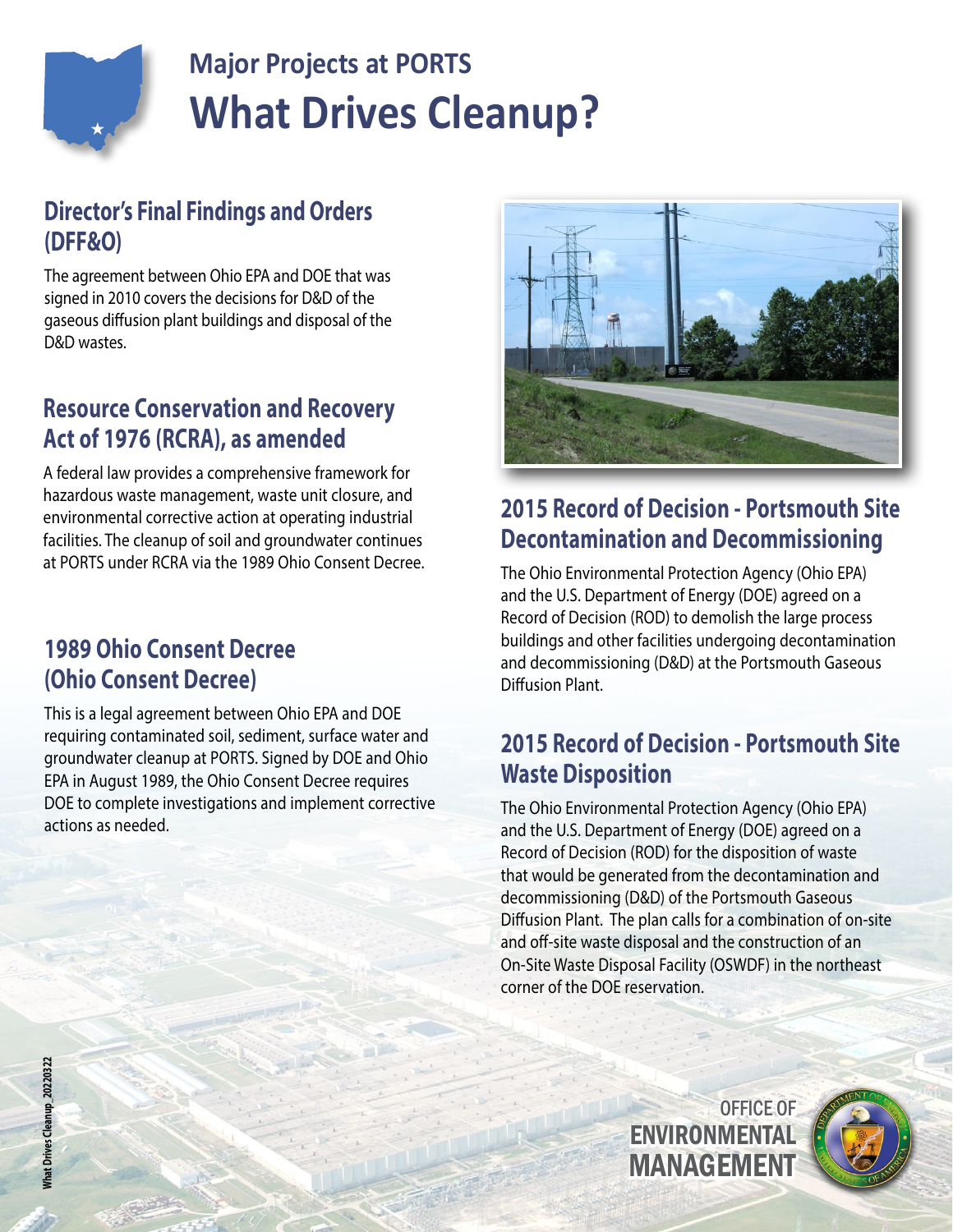## Major Projects at PORTS

# What Drives Cleanup?

### Director's Final Findings and Orders (DFF&O)

The agreement between Ohio EPA and DOE that was signed in 2010 covers the decisions for D&D of the gaseous diffusion plant buildings and disposal of the D&D wastes.

### Resource Conservation and Recovery Act of 1976 (RCRA), as amended

A federal law provides a comprehensive framework for hazardous waste management, waste unit closure, and environmental corrective action at operating industrial facilities. The cleanup of soil and groundwater continues at PORTS under RCRA via the 1989 Ohio Consent Decree.

### 1989 Ohio Consent Decree (Ohio Consent Decree)

This is a legal agreement between Ohio EPA and DOE requiring contaminated soil, sediment, surface water and groundwater cleanup at PORTS. Signed by DOE and Ohio EPA in August 1989, the Ohio Consent Decree requires DOE to complete investigations and implement corrective actions as needed.

### 2015 Record of Decision - Portsmouth Site Decontamination and Decommissioning

The Ohio Environmental Protection Agency (Ohio EPA) and the U.S. Department of Energy (DOE) agreed on a Record of Decision (ROD) to demolish the large process buildings and other facilities undergoing decontamination and decommissioning (D&D) at the Portsmouth Gaseous Diffusion Plant.

### 2015 Record of Decision - Portsmouth Site Waste Disposition

The Ohio Environmental Protection Agency (Ohio EPA) and the U.S. Department of Energy (DOE) agreed on a Record of Decision (ROD) for the disposition of waste that would be generated from the decontamination and decommissioning (D&D) of the Portsmouth Gaseous Diffusion Plant. The plan calls for a combination of on-site and off-site waste disposal and the construction of an On-Site Waste Disposal Facility (OSWDF) in the northeast corner of the DOE reservation.

OFFICE OF ENVIRONMENTAL MANAGEMENT

What Drives Cleanup_20220322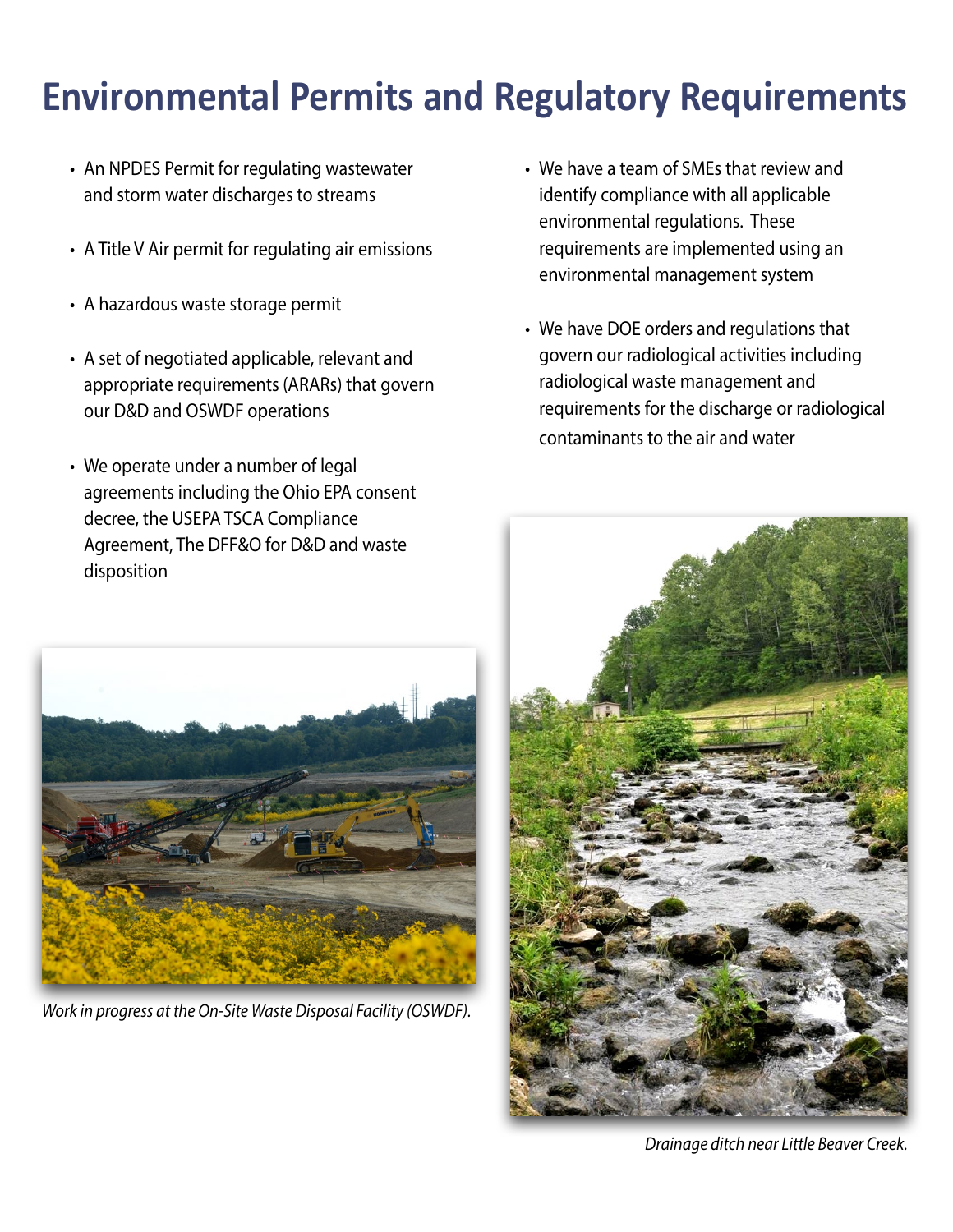# Environmental Permits and Regulatory Requirements

- An NPDES Permit for regulating wastewater and storm water discharges to streams
- A Title V Air permit for regulating air emissions
- A hazardous waste storage permit
- A set of negotiated applicable, relevant and appropriate requirements (ARARs) that govern our D&D and OSWDF operations
- We operate under a number of legal agreements including the Ohio EPA consent decree, the USEPA TSCA Compliance Agreement, The DFF&O for D&D and waste disposition
- We have a team of SMEs that review and identify compliance with all applicable environmental regulations. These requirements are implemented using an environmental management system
- We have DOE orders and regulations that govern our radiological activities including radiological waste management and requirements for the discharge or radiological contaminants to the air and water

*Work in progress at the On-Site Waste Disposal Facility (OSWDF).*

*Drainage ditch near Little Beaver Creek.*